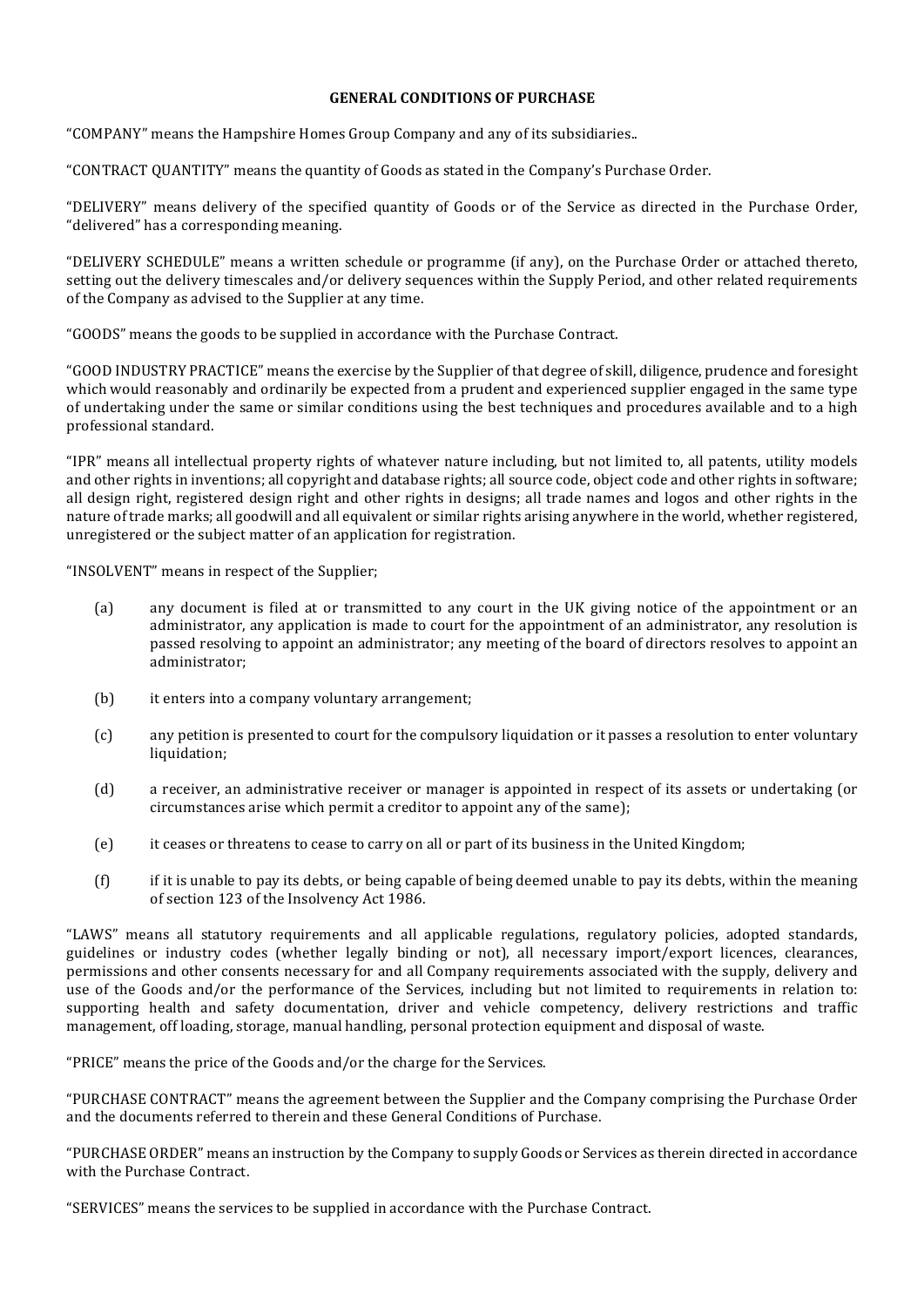**GENERAL CONDITIONS OF PURCHASE**

"COMPANY" means the Hampshire Homes Group Company and any of its subsidiaries..

"CONTRACT QUANTITY" means the quantity of Goods as stated in the Company's Purchase Order.

"DELIVERY" means delivery of the specified quantity of Goods or of the Service as directed in the Purchase Order, "delivered" has a corresponding meaning.

"DELIVERY SCHEDULE" means a written schedule or programme (if any), on the Purchase Order or attached thereto, setting out the delivery timescales and/or delivery sequences within the Supply Period, and other related requirements of the Company as advised to the Supplier at any time.

"GOODS" means the goods to be supplied in accordance with the Purchase Contract.

"GOOD INDUSTRY PRACTICE" means the exercise by the Supplier of that degree of skill, diligence, prudence and foresight which would reasonably and ordinarily be expected from a prudent and experienced supplier engaged in the same type of undertaking under the same or similar conditions using the best techniques and procedures available and to a high professional standard.

"IPR" means all intellectual property rights of whatever nature including, but not limited to, all patents, utility models and other rights in inventions; all copyright and database rights; all source code, object code and other rights in software; all design right, registered design right and other rights in designs; all trade names and logos and other rights in the nature of trade marks; all goodwill and all equivalent or similar rights arising anywhere in the world, whether registered, unregistered or the subject matter of an application for registration.

"INSOLVENT" means in respect of the Supplier;

(a) any document is filed at or transmitted to any court in the UK giving notice of the appointment or an administrator, any application is made to court for the appointment of an administrator, any resolution is passed resolving to appoint an administrator; any meeting of the board of directors resolves to appoint an administrator;

(b) it enters into a company voluntary arrangement;

(c) any petition is presented to court for the compulsory liquidation or it passes a resolution to enter voluntary liquidation;

(d) a receiver, an administrative receiver or manager is appointed in respect of its assets or undertaking (or circumstances arise which permit a creditor to appoint any of the same);

(e) it ceases or threatens to cease to carry on all or part of its business in the United Kingdom;

(f) if it is unable to pay its debts, or being capable of being deemed unable to pay its debts, within the meaning of section 123 of the Insolvency Act 1986.

"LAWS" means all statutory requirements and all applicable regulations, regulatory policies, adopted standards, guidelines or industry codes (whether legally binding or not), all necessary import/export licences, clearances, permissions and other consents necessary for and all Company requirements associated with the supply, delivery and use of the Goods and/or the performance of the Services, including but not limited to requirements in relation to: supporting health and safety documentation, driver and vehicle competency, delivery restrictions and traffic management, off loading, storage, manual handling, personal protection equipment and disposal of waste.

"PRICE" means the price of the Goods and/or the charge for the Services.

"PURCHASE CONTRACT" means the agreement between the Supplier and the Company comprising the Purchase Order and the documents referred to therein and these General Conditions of Purchase.

"PURCHASE ORDER" means an instruction by the Company to supply Goods or Services as therein directed in accordance with the Purchase Contract.

"SERVICES" means the services to be supplied in accordance with the Purchase Contract.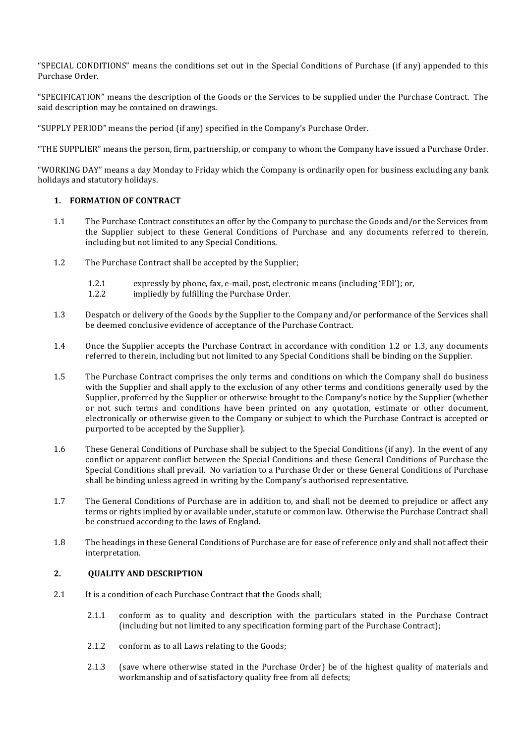"SPECIAL CONDITIONS" means the conditions set out in the Special Conditions of Purchase (if any) appended to this Purchase Order.

"SPECIFICATION" means the description of the Goods or the Services to be supplied under the Purchase Contract. The said description may be contained on drawings.

"SUPPLY PERIOD" means the period (if any) specified in the Company's Purchase Order.

"THE SUPPLIER" means the person, firm, partnership, or company to whom the Company have issued a Purchase Order.

"WORKING DAY" means a day Monday to Friday which the Company is ordinarily open for business excluding any bank holidays and statutory holidays.

## 1. FORMATION OF CONTRACT

1.1 The Purchase Contract constitutes an offer by the Company to purchase the Goods and/or the Services from the Supplier subject to these General Conditions of Purchase and any documents referred to therein, including but not limited to any Special Conditions.

1.2 The Purchase Contract shall be accepted by the Supplier;

- 1.2.1 expressly by phone, fax, e-mail, post, electronic means (including 'EDI'); or,
- 1.2.2 impliedly by fulfilling the Purchase Order.

1.3 Despatch or delivery of the Goods by the Supplier to the Company and/or performance of the Services shall be deemed conclusive evidence of acceptance of the Purchase Contract.

1.4 Once the Supplier accepts the Purchase Contract in accordance with condition 1.2 or 1.3, any documents referred to therein, including but not limited to any Special Conditions shall be binding on the Supplier.

1.5 The Purchase Contract comprises the only terms and conditions on which the Company shall do business with the Supplier and shall apply to the exclusion of any other terms and conditions generally used by the Supplier, proferred by the Supplier or otherwise brought to the Company's notice by the Supplier (whether or not such terms and conditions have been printed on any quotation, estimate or other document, electronically or otherwise given to the Company or subject to which the Purchase Contract is accepted or purported to be accepted by the Supplier).

1.6 These General Conditions of Purchase shall be subject to the Special Conditions (if any). In the event of any conflict or apparent conflict between the Special Conditions and these General Conditions of Purchase the Special Conditions shall prevail. No variation to a Purchase Order or these General Conditions of Purchase shall be binding unless agreed in writing by the Company's authorised representative.

1.7 The General Conditions of Purchase are in addition to, and shall not be deemed to prejudice or affect any terms or rights implied by or available under, statute or common law. Otherwise the Purchase Contract shall be construed according to the laws of England.

1.8 The headings in these General Conditions of Purchase are for ease of reference only and shall not affect their interpretation.

## 2. QUALITY AND DESCRIPTION

2.1 It is a condition of each Purchase Contract that the Goods shall;

- 2.1.1 conform as to quality and description with the particulars stated in the Purchase Contract (including but not limited to any specification forming part of the Purchase Contract);
- 2.1.2 conform as to all Laws relating to the Goods;
- 2.1.3 (save where otherwise stated in the Purchase Order) be of the highest quality of materials and workmanship and of satisfactory quality free from all defects;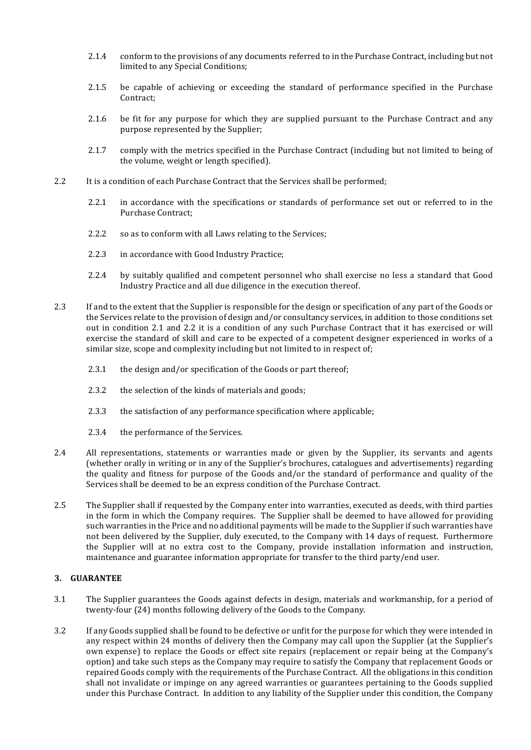2.1.4 conform to the provisions of any documents referred to in the Purchase Contract, including but not limited to any Special Conditions;

2.1.5 be capable of achieving or exceeding the standard of performance specified in the Purchase Contract;

2.1.6 be fit for any purpose for which they are supplied pursuant to the Purchase Contract and any purpose represented by the Supplier;

2.1.7 comply with the metrics specified in the Purchase Contract (including but not limited to being of the volume, weight or length specified).

2.2 It is a condition of each Purchase Contract that the Services shall be performed;

2.2.1 in accordance with the specifications or standards of performance set out or referred to in the Purchase Contract;

2.2.2 so as to conform with all Laws relating to the Services;

2.2.3 in accordance with Good Industry Practice;

2.2.4 by suitably qualified and competent personnel who shall exercise no less a standard that Good Industry Practice and all due diligence in the execution thereof.

2.3 If and to the extent that the Supplier is responsible for the design or specification of any part of the Goods or the Services relate to the provision of design and/or consultancy services, in addition to those conditions set out in condition 2.1 and 2.2 it is a condition of any such Purchase Contract that it has exercised or will exercise the standard of skill and care to be expected of a competent designer experienced in works of a similar size, scope and complexity including but not limited to in respect of;

2.3.1 the design and/or specification of the Goods or part thereof;

2.3.2 the selection of the kinds of materials and goods;

2.3.3 the satisfaction of any performance specification where applicable;

2.3.4 the performance of the Services.

2.4 All representations, statements or warranties made or given by the Supplier, its servants and agents (whether orally in writing or in any of the Supplier's brochures, catalogues and advertisements) regarding the quality and fitness for purpose of the Goods and/or the standard of performance and quality of the Services shall be deemed to be an express condition of the Purchase Contract.

2.5 The Supplier shall if requested by the Company enter into warranties, executed as deeds, with third parties in the form in which the Company requires. The Supplier shall be deemed to have allowed for providing such warranties in the Price and no additional payments will be made to the Supplier if such warranties have not been delivered by the Supplier, duly executed, to the Company with 14 days of request. Furthermore the Supplier will at no extra cost to the Company, provide installation information and instruction, maintenance and guarantee information appropriate for transfer to the third party/end user.

## 3. GUARANTEE

3.1 The Supplier guarantees the Goods against defects in design, materials and workmanship, for a period of twenty-four (24) months following delivery of the Goods to the Company.

3.2 If any Goods supplied shall be found to be defective or unfit for the purpose for which they were intended in any respect within 24 months of delivery then the Company may call upon the Supplier (at the Supplier's own expense) to replace the Goods or effect site repairs (replacement or repair being at the Company's option) and take such steps as the Company may require to satisfy the Company that replacement Goods or repaired Goods comply with the requirements of the Purchase Contract. All the obligations in this condition shall not invalidate or impinge on any agreed warranties or guarantees pertaining to the Goods supplied under this Purchase Contract. In addition to any liability of the Supplier under this condition, the Company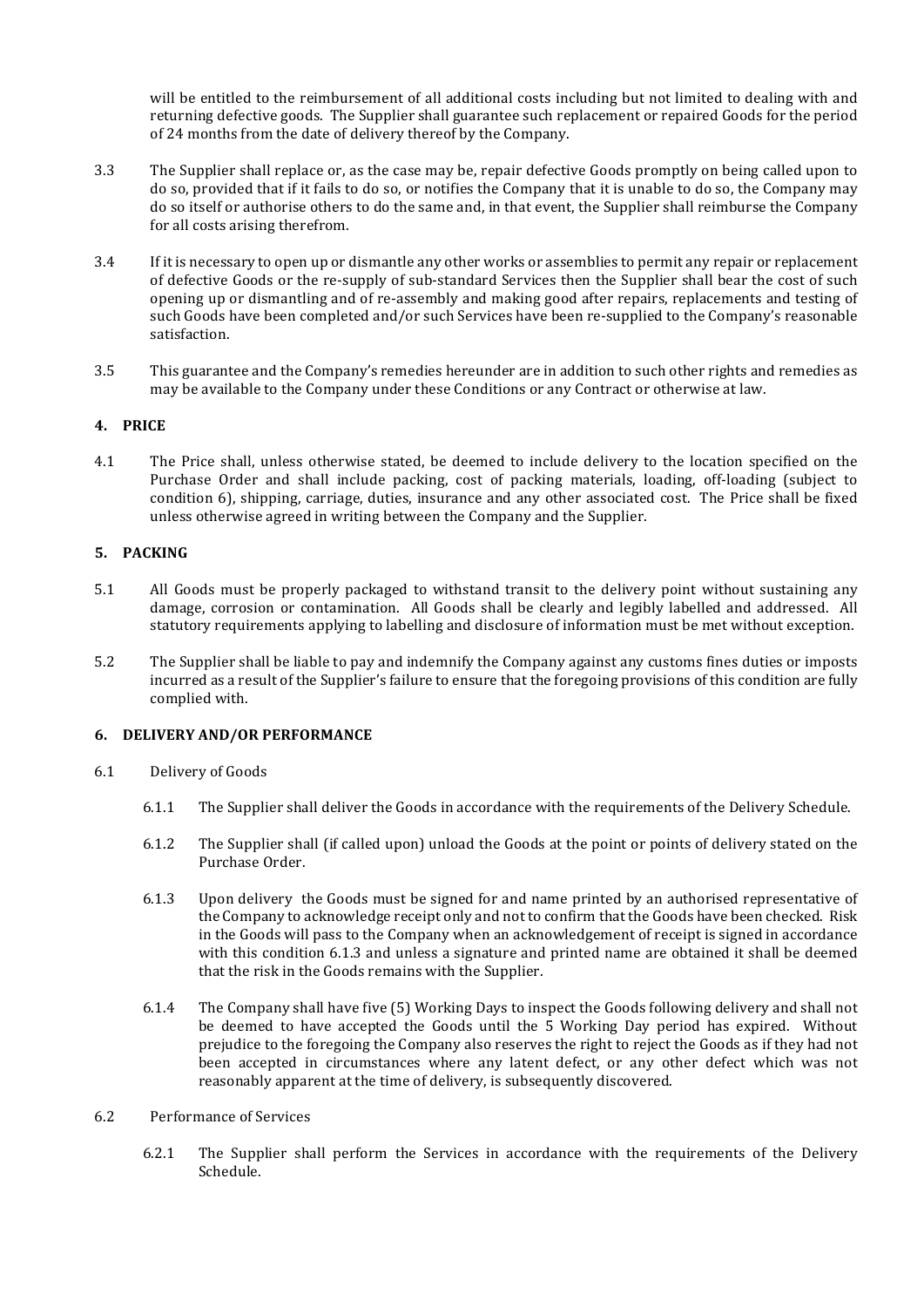will be entitled to the reimbursement of all additional costs including but not limited to dealing with and returning defective goods. The Supplier shall guarantee such replacement or repaired Goods for the period of 24 months from the date of delivery thereof by the Company.

3.3 The Supplier shall replace or, as the case may be, repair defective Goods promptly on being called upon to do so, provided that if it fails to do so, or notifies the Company that it is unable to do so, the Company may do so itself or authorise others to do the same and, in that event, the Supplier shall reimburse the Company for all costs arising therefrom.

3.4 If it is necessary to open up or dismantle any other works or assemblies to permit any repair or replacement of defective Goods or the re-supply of sub-standard Services then the Supplier shall bear the cost of such opening up or dismantling and of re-assembly and making good after repairs, replacements and testing of such Goods have been completed and/or such Services have been re-supplied to the Company's reasonable satisfaction.

3.5 This guarantee and the Company's remedies hereunder are in addition to such other rights and remedies as may be available to the Company under these Conditions or any Contract or otherwise at law.

## 4. PRICE

4.1 The Price shall, unless otherwise stated, be deemed to include delivery to the location specified on the Purchase Order and shall include packing, cost of packing materials, loading, off-loading (subject to condition 6), shipping, carriage, duties, insurance and any other associated cost. The Price shall be fixed unless otherwise agreed in writing between the Company and the Supplier.

## 5. PACKING

5.1 All Goods must be properly packaged to withstand transit to the delivery point without sustaining any damage, corrosion or contamination. All Goods shall be clearly and legibly labelled and addressed. All statutory requirements applying to labelling and disclosure of information must be met without exception.

5.2 The Supplier shall be liable to pay and indemnify the Company against any customs fines duties or imposts incurred as a result of the Supplier's failure to ensure that the foregoing provisions of this condition are fully complied with.

## 6. DELIVERY AND/OR PERFORMANCE

6.1 Delivery of Goods

6.1.1 The Supplier shall deliver the Goods in accordance with the requirements of the Delivery Schedule.

6.1.2 The Supplier shall (if called upon) unload the Goods at the point or points of delivery stated on the Purchase Order.

6.1.3 Upon delivery the Goods must be signed for and name printed by an authorised representative of the Company to acknowledge receipt only and not to confirm that the Goods have been checked. Risk in the Goods will pass to the Company when an acknowledgement of receipt is signed in accordance with this condition 6.1.3 and unless a signature and printed name are obtained it shall be deemed that the risk in the Goods remains with the Supplier.

6.1.4 The Company shall have five (5) Working Days to inspect the Goods following delivery and shall not be deemed to have accepted the Goods until the 5 Working Day period has expired. Without prejudice to the foregoing the Company also reserves the right to reject the Goods as if they had not been accepted in circumstances where any latent defect, or any other defect which was not reasonably apparent at the time of delivery, is subsequently discovered.

6.2 Performance of Services

6.2.1 The Supplier shall perform the Services in accordance with the requirements of the Delivery Schedule.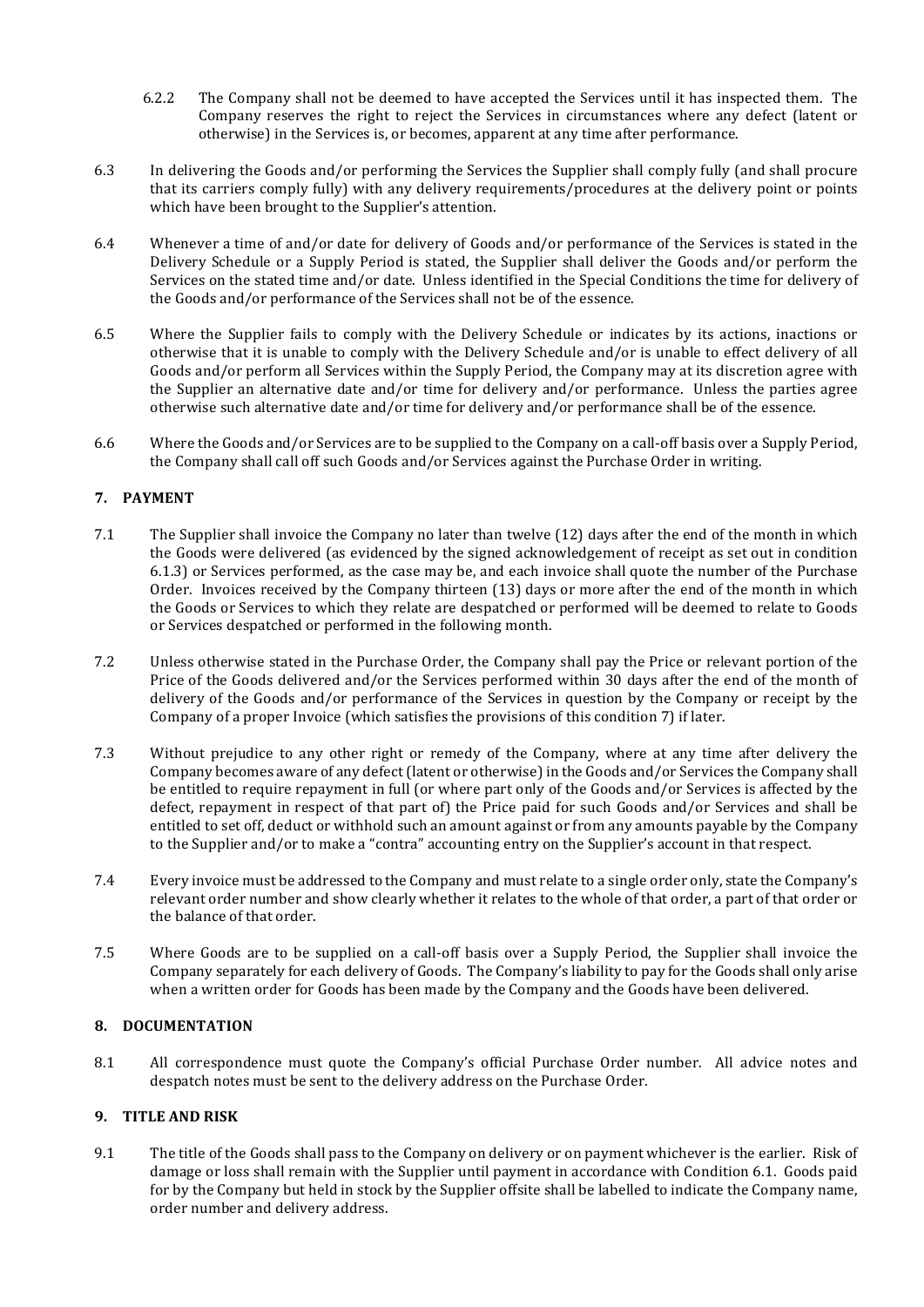6.2.2 The Company shall not be deemed to have accepted the Services until it has inspected them. The Company reserves the right to reject the Services in circumstances where any defect (latent or otherwise) in the Services is, or becomes, apparent at any time after performance.

6.3 In delivering the Goods and/or performing the Services the Supplier shall comply fully (and shall procure that its carriers comply fully) with any delivery requirements/procedures at the delivery point or points which have been brought to the Supplier's attention.

6.4 Whenever a time of and/or date for delivery of Goods and/or performance of the Services is stated in the Delivery Schedule or a Supply Period is stated, the Supplier shall deliver the Goods and/or perform the Services on the stated time and/or date. Unless identified in the Special Conditions the time for delivery of the Goods and/or performance of the Services shall not be of the essence.

6.5 Where the Supplier fails to comply with the Delivery Schedule or indicates by its actions, inactions or otherwise that it is unable to comply with the Delivery Schedule and/or is unable to effect delivery of all Goods and/or perform all Services within the Supply Period, the Company may at its discretion agree with the Supplier an alternative date and/or time for delivery and/or performance. Unless the parties agree otherwise such alternative date and/or time for delivery and/or performance shall be of the essence.

6.6 Where the Goods and/or Services are to be supplied to the Company on a call-off basis over a Supply Period, the Company shall call off such Goods and/or Services against the Purchase Order in writing.

## 7. PAYMENT

7.1 The Supplier shall invoice the Company no later than twelve (12) days after the end of the month in which the Goods were delivered (as evidenced by the signed acknowledgement of receipt as set out in condition 6.1.3) or Services performed, as the case may be, and each invoice shall quote the number of the Purchase Order. Invoices received by the Company thirteen (13) days or more after the end of the month in which the Goods or Services to which they relate are despatched or performed will be deemed to relate to Goods or Services despatched or performed in the following month.

7.2 Unless otherwise stated in the Purchase Order, the Company shall pay the Price or relevant portion of the Price of the Goods delivered and/or the Services performed within 30 days after the end of the month of delivery of the Goods and/or performance of the Services in question by the Company or receipt by the Company of a proper Invoice (which satisfies the provisions of this condition 7) if later.

7.3 Without prejudice to any other right or remedy of the Company, where at any time after delivery the Company becomes aware of any defect (latent or otherwise) in the Goods and/or Services the Company shall be entitled to require repayment in full (or where part only of the Goods and/or Services is affected by the defect, repayment in respect of that part of) the Price paid for such Goods and/or Services and shall be entitled to set off, deduct or withhold such an amount against or from any amounts payable by the Company to the Supplier and/or to make a "contra" accounting entry on the Supplier's account in that respect.

7.4 Every invoice must be addressed to the Company and must relate to a single order only, state the Company's relevant order number and show clearly whether it relates to the whole of that order, a part of that order or the balance of that order.

7.5 Where Goods are to be supplied on a call-off basis over a Supply Period, the Supplier shall invoice the Company separately for each delivery of Goods. The Company's liability to pay for the Goods shall only arise when a written order for Goods has been made by the Company and the Goods have been delivered.

## 8. DOCUMENTATION

8.1 All correspondence must quote the Company's official Purchase Order number. All advice notes and despatch notes must be sent to the delivery address on the Purchase Order.

## 9. TITLE AND RISK

9.1 The title of the Goods shall pass to the Company on delivery or on payment whichever is the earlier. Risk of damage or loss shall remain with the Supplier until payment in accordance with Condition 6.1. Goods paid for by the Company but held in stock by the Supplier offsite shall be labelled to indicate the Company name, order number and delivery address.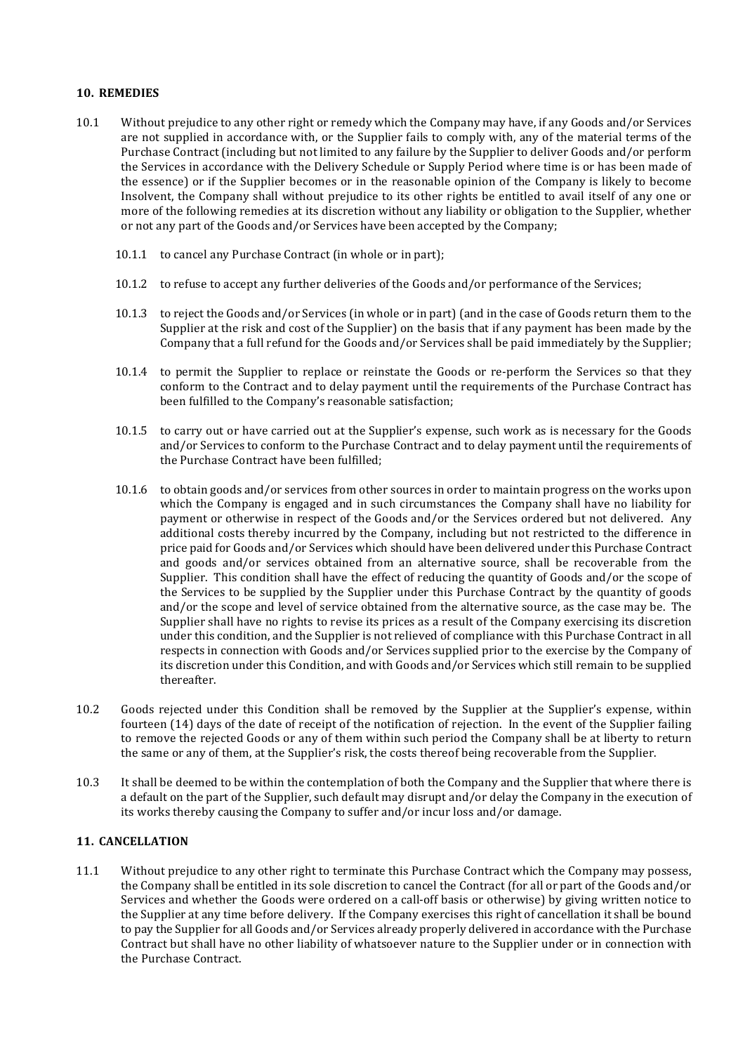## 10. REMEDIES

10.1 Without prejudice to any other right or remedy which the Company may have, if any Goods and/or Services are not supplied in accordance with, or the Supplier fails to comply with, any of the material terms of the Purchase Contract (including but not limited to any failure by the Supplier to deliver Goods and/or perform the Services in accordance with the Delivery Schedule or Supply Period where time is or has been made of the essence) or if the Supplier becomes or in the reasonable opinion of the Company is likely to become Insolvent, the Company shall without prejudice to its other rights be entitled to avail itself of any one or more of the following remedies at its discretion without any liability or obligation to the Supplier, whether or not any part of the Goods and/or Services have been accepted by the Company;

10.1.1 to cancel any Purchase Contract (in whole or in part);

10.1.2 to refuse to accept any further deliveries of the Goods and/or performance of the Services;

10.1.3 to reject the Goods and/or Services (in whole or in part) (and in the case of Goods return them to the Supplier at the risk and cost of the Supplier) on the basis that if any payment has been made by the Company that a full refund for the Goods and/or Services shall be paid immediately by the Supplier;

10.1.4 to permit the Supplier to replace or reinstate the Goods or re-perform the Services so that they conform to the Contract and to delay payment until the requirements of the Purchase Contract has been fulfilled to the Company's reasonable satisfaction;

10.1.5 to carry out or have carried out at the Supplier's expense, such work as is necessary for the Goods and/or Services to conform to the Purchase Contract and to delay payment until the requirements of the Purchase Contract have been fulfilled;

10.1.6 to obtain goods and/or services from other sources in order to maintain progress on the works upon which the Company is engaged and in such circumstances the Company shall have no liability for payment or otherwise in respect of the Goods and/or the Services ordered but not delivered. Any additional costs thereby incurred by the Company, including but not restricted to the difference in price paid for Goods and/or Services which should have been delivered under this Purchase Contract and goods and/or services obtained from an alternative source, shall be recoverable from the Supplier. This condition shall have the effect of reducing the quantity of Goods and/or the scope of the Services to be supplied by the Supplier under this Purchase Contract by the quantity of goods and/or the scope and level of service obtained from the alternative source, as the case may be. The Supplier shall have no rights to revise its prices as a result of the Company exercising its discretion under this condition, and the Supplier is not relieved of compliance with this Purchase Contract in all respects in connection with Goods and/or Services supplied prior to the exercise by the Company of its discretion under this Condition, and with Goods and/or Services which still remain to be supplied thereafter.

10.2 Goods rejected under this Condition shall be removed by the Supplier at the Supplier's expense, within fourteen (14) days of the date of receipt of the notification of rejection. In the event of the Supplier failing to remove the rejected Goods or any of them within such period the Company shall be at liberty to return the same or any of them, at the Supplier's risk, the costs thereof being recoverable from the Supplier.

10.3 It shall be deemed to be within the contemplation of both the Company and the Supplier that where there is a default on the part of the Supplier, such default may disrupt and/or delay the Company in the execution of its works thereby causing the Company to suffer and/or incur loss and/or damage.

## 11. CANCELLATION

11.1 Without prejudice to any other right to terminate this Purchase Contract which the Company may possess, the Company shall be entitled in its sole discretion to cancel the Contract (for all or part of the Goods and/or Services and whether the Goods were ordered on a call-off basis or otherwise) by giving written notice to the Supplier at any time before delivery. If the Company exercises this right of cancellation it shall be bound to pay the Supplier for all Goods and/or Services already properly delivered in accordance with the Purchase Contract but shall have no other liability of whatsoever nature to the Supplier under or in connection with the Purchase Contract.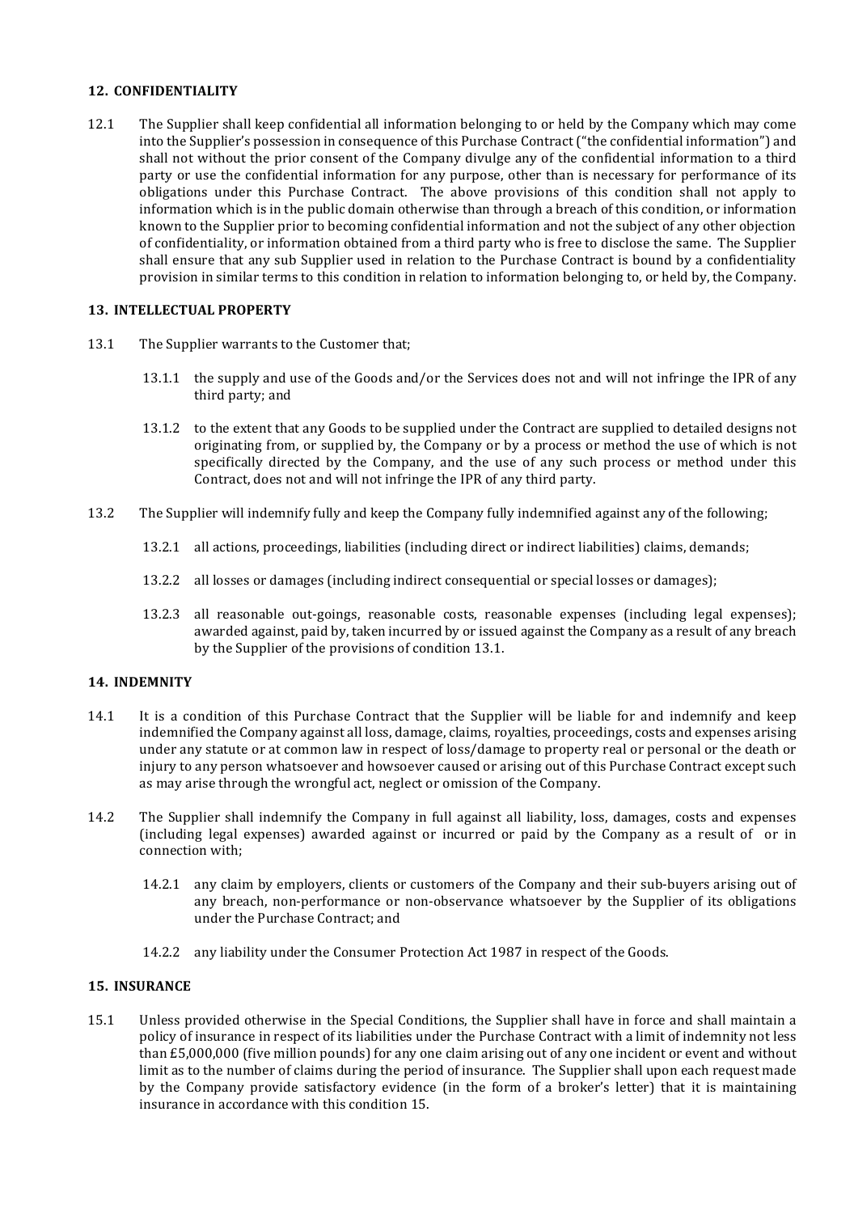## 12. CONFIDENTIALITY

12.1 The Supplier shall keep confidential all information belonging to or held by the Company which may come into the Supplier's possession in consequence of this Purchase Contract ("the confidential information") and shall not without the prior consent of the Company divulge any of the confidential information to a third party or use the confidential information for any purpose, other than is necessary for performance of its obligations under this Purchase Contract. The above provisions of this condition shall not apply to information which is in the public domain otherwise than through a breach of this condition, or information known to the Supplier prior to becoming confidential information and not the subject of any other objection of confidentiality, or information obtained from a third party who is free to disclose the same. The Supplier shall ensure that any sub Supplier used in relation to the Purchase Contract is bound by a confidentiality provision in similar terms to this condition in relation to information belonging to, or held by, the Company.

## 13. INTELLECTUAL PROPERTY

13.1 The Supplier warrants to the Customer that;

13.1.1 the supply and use of the Goods and/or the Services does not and will not infringe the IPR of any third party; and

13.1.2 to the extent that any Goods to be supplied under the Contract are supplied to detailed designs not originating from, or supplied by, the Company or by a process or method the use of which is not specifically directed by the Company, and the use of any such process or method under this Contract, does not and will not infringe the IPR of any third party.

13.2 The Supplier will indemnify fully and keep the Company fully indemnified against any of the following;

13.2.1 all actions, proceedings, liabilities (including direct or indirect liabilities) claims, demands;

13.2.2 all losses or damages (including indirect consequential or special losses or damages);

13.2.3 all reasonable out-goings, reasonable costs, reasonable expenses (including legal expenses); awarded against, paid by, taken incurred by or issued against the Company as a result of any breach by the Supplier of the provisions of condition 13.1.

## 14. INDEMNITY

14.1 It is a condition of this Purchase Contract that the Supplier will be liable for and indemnify and keep indemnified the Company against all loss, damage, claims, royalties, proceedings, costs and expenses arising under any statute or at common law in respect of loss/damage to property real or personal or the death or injury to any person whatsoever and howsoever caused or arising out of this Purchase Contract except such as may arise through the wrongful act, neglect or omission of the Company.

14.2 The Supplier shall indemnify the Company in full against all liability, loss, damages, costs and expenses (including legal expenses) awarded against or incurred or paid by the Company as a result of or in connection with;

14.2.1 any claim by employers, clients or customers of the Company and their sub-buyers arising out of any breach, non-performance or non-observance whatsoever by the Supplier of its obligations under the Purchase Contract; and

14.2.2 any liability under the Consumer Protection Act 1987 in respect of the Goods.

## 15. INSURANCE

15.1 Unless provided otherwise in the Special Conditions, the Supplier shall have in force and shall maintain a policy of insurance in respect of its liabilities under the Purchase Contract with a limit of indemnity not less than £5,000,000 (five million pounds) for any one claim arising out of any one incident or event and without limit as to the number of claims during the period of insurance. The Supplier shall upon each request made by the Company provide satisfactory evidence (in the form of a broker's letter) that it is maintaining insurance in accordance with this condition 15.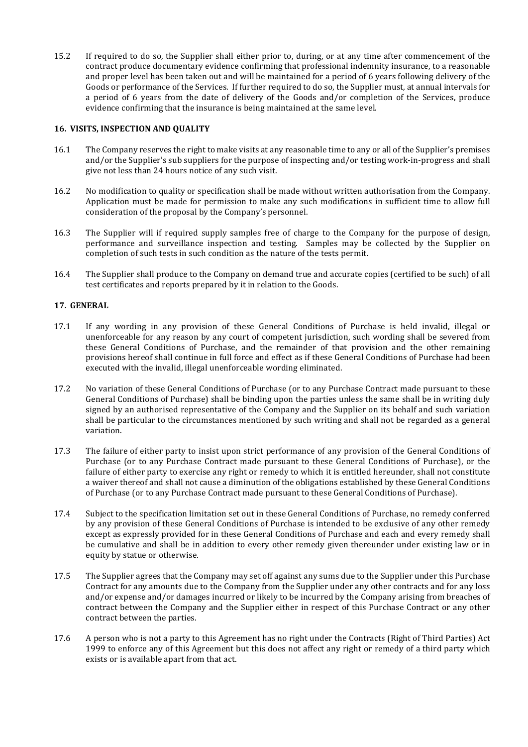15.2 If required to do so, the Supplier shall either prior to, during, or at any time after commencement of the contract produce documentary evidence confirming that professional indemnity insurance, to a reasonable and proper level has been taken out and will be maintained for a period of 6 years following delivery of the Goods or performance of the Services. If further required to do so, the Supplier must, at annual intervals for a period of 6 years from the date of delivery of the Goods and/or completion of the Services, produce evidence confirming that the insurance is being maintained at the same level.

## 16. VISITS, INSPECTION AND QUALITY

16.1 The Company reserves the right to make visits at any reasonable time to any or all of the Supplier's premises and/or the Supplier's sub suppliers for the purpose of inspecting and/or testing work-in-progress and shall give not less than 24 hours notice of any such visit.

16.2 No modification to quality or specification shall be made without written authorisation from the Company. Application must be made for permission to make any such modifications in sufficient time to allow full consideration of the proposal by the Company's personnel.

16.3 The Supplier will if required supply samples free of charge to the Company for the purpose of design, performance and surveillance inspection and testing. Samples may be collected by the Supplier on completion of such tests in such condition as the nature of the tests permit.

16.4 The Supplier shall produce to the Company on demand true and accurate copies (certified to be such) of all test certificates and reports prepared by it in relation to the Goods.

## 17. GENERAL

17.1 If any wording in any provision of these General Conditions of Purchase is held invalid, illegal or unenforceable for any reason by any court of competent jurisdiction, such wording shall be severed from these General Conditions of Purchase, and the remainder of that provision and the other remaining provisions hereof shall continue in full force and effect as if these General Conditions of Purchase had been executed with the invalid, illegal unenforceable wording eliminated.

17.2 No variation of these General Conditions of Purchase (or to any Purchase Contract made pursuant to these General Conditions of Purchase) shall be binding upon the parties unless the same shall be in writing duly signed by an authorised representative of the Company and the Supplier on its behalf and such variation shall be particular to the circumstances mentioned by such writing and shall not be regarded as a general variation.

17.3 The failure of either party to insist upon strict performance of any provision of the General Conditions of Purchase (or to any Purchase Contract made pursuant to these General Conditions of Purchase), or the failure of either party to exercise any right or remedy to which it is entitled hereunder, shall not constitute a waiver thereof and shall not cause a diminution of the obligations established by these General Conditions of Purchase (or to any Purchase Contract made pursuant to these General Conditions of Purchase).

17.4 Subject to the specification limitation set out in these General Conditions of Purchase, no remedy conferred by any provision of these General Conditions of Purchase is intended to be exclusive of any other remedy except as expressly provided for in these General Conditions of Purchase and each and every remedy shall be cumulative and shall be in addition to every other remedy given thereunder under existing law or in equity by statue or otherwise.

17.5 The Supplier agrees that the Company may set off against any sums due to the Supplier under this Purchase Contract for any amounts due to the Company from the Supplier under any other contracts and for any loss and/or expense and/or damages incurred or likely to be incurred by the Company arising from breaches of contract between the Company and the Supplier either in respect of this Purchase Contract or any other contract between the parties.

17.6 A person who is not a party to this Agreement has no right under the Contracts (Right of Third Parties) Act 1999 to enforce any of this Agreement but this does not affect any right or remedy of a third party which exists or is available apart from that act.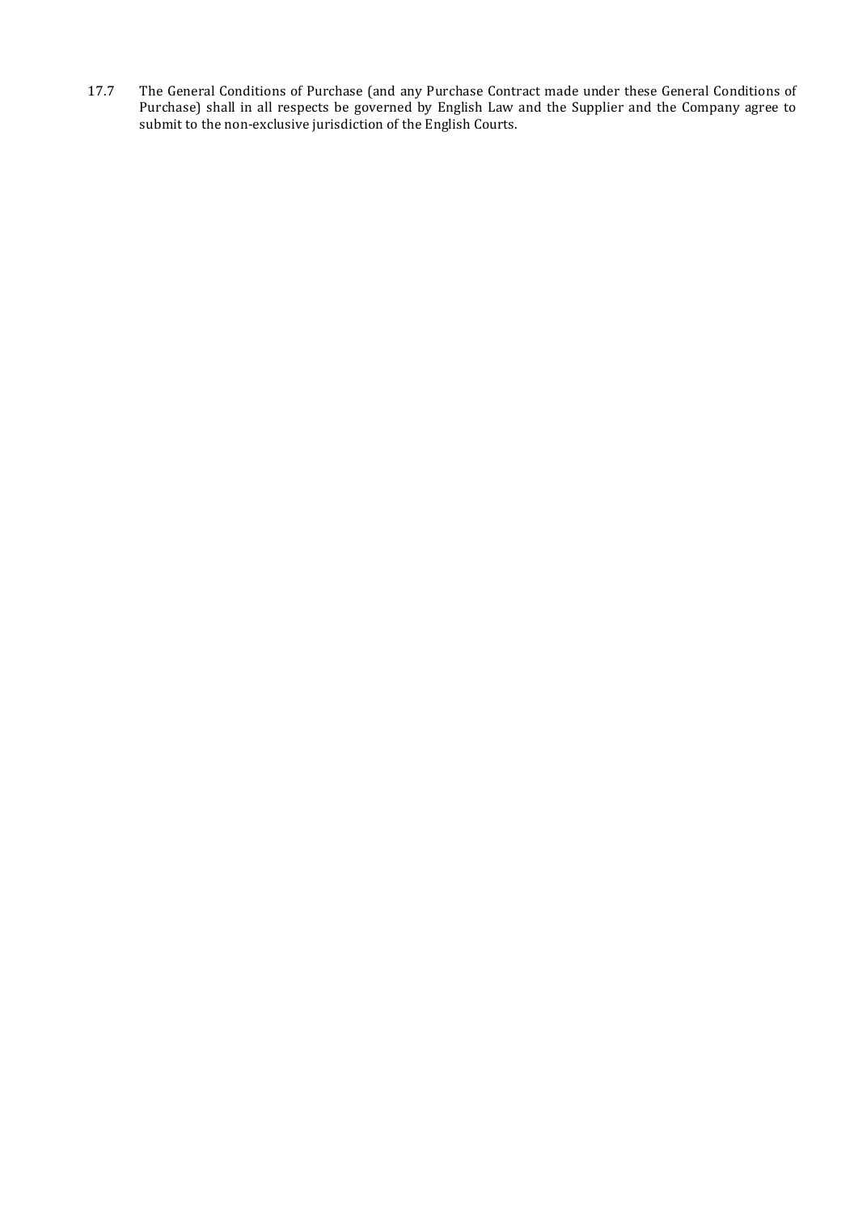17.7 The General Conditions of Purchase (and any Purchase Contract made under these General Conditions of Purchase) shall in all respects be governed by English Law and the Supplier and the Company agree to submit to the non-exclusive jurisdiction of the English Courts.